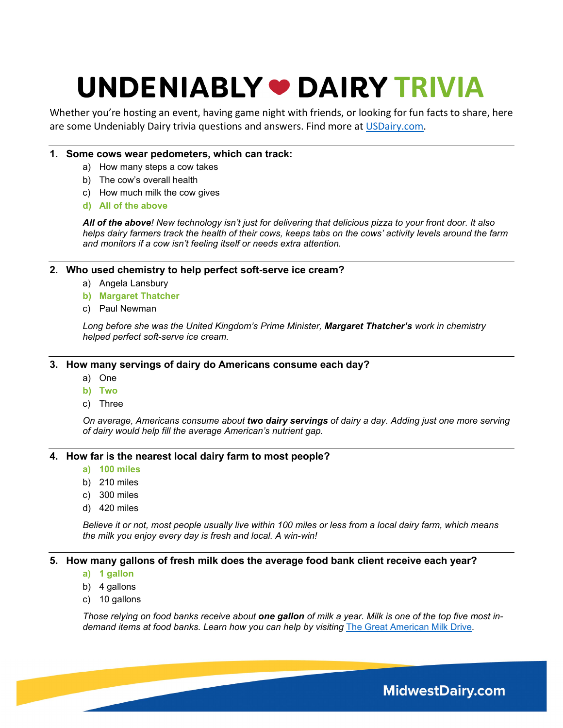# UNDENIABLY ❤ DAIRY TRIVIA

Whether you're hosting an event, having game night with friends, or looking for fun facts to share, here are some Undeniably Dairy trivia questions and answers. Find more at [USDairy.com](USDairy.com).

---

**1. Some cows wear pedometers, which can track:**

a) How many steps a cow takes
b) The cow's overall health
c) How much milk the cow gives
**d) All of the above**

*__All of the above__! New technology isn't just for delivering that delicious pizza to your front door. It also helps dairy farmers track the health of their cows, keeps tabs on the cows' activity levels around the farm and monitors if a cow isn't feeling itself or needs extra attention.*

---

**2. Who used chemistry to help perfect soft-serve ice cream?**

a) Angela Lansbury
**b) Margaret Thatcher**
c) Paul Newman

*Long before she was the United Kingdom's Prime Minister, __Margaret Thatcher's__ work in chemistry helped perfect soft-serve ice cream.*

---

**3. How many servings of dairy do Americans consume each day?**

a) One
**b) Two**
c) Three

*On average, Americans consume about __two dairy servings__ of dairy a day. Adding just one more serving of dairy would help fill the average American's nutrient gap.*

---

**4. How far is the nearest local dairy farm to most people?**

**a) 100 miles**
b) 210 miles
c) 300 miles
d) 420 miles

*Believe it or not, most people usually live within 100 miles or less from a local dairy farm, which means the milk you enjoy every day is fresh and local. A win-win!*

---

**5. How many gallons of fresh milk does the average food bank client receive each year?**

**a) 1 gallon**
b) 4 gallons
c) 10 gallons

*Those relying on food banks receive about __one gallon__ of milk a year. Milk is one of the top five most in-demand items at food banks. Learn how you can help by visiting [The Great American Milk Drive](The Great American Milk Drive).*

MidwestDairy.com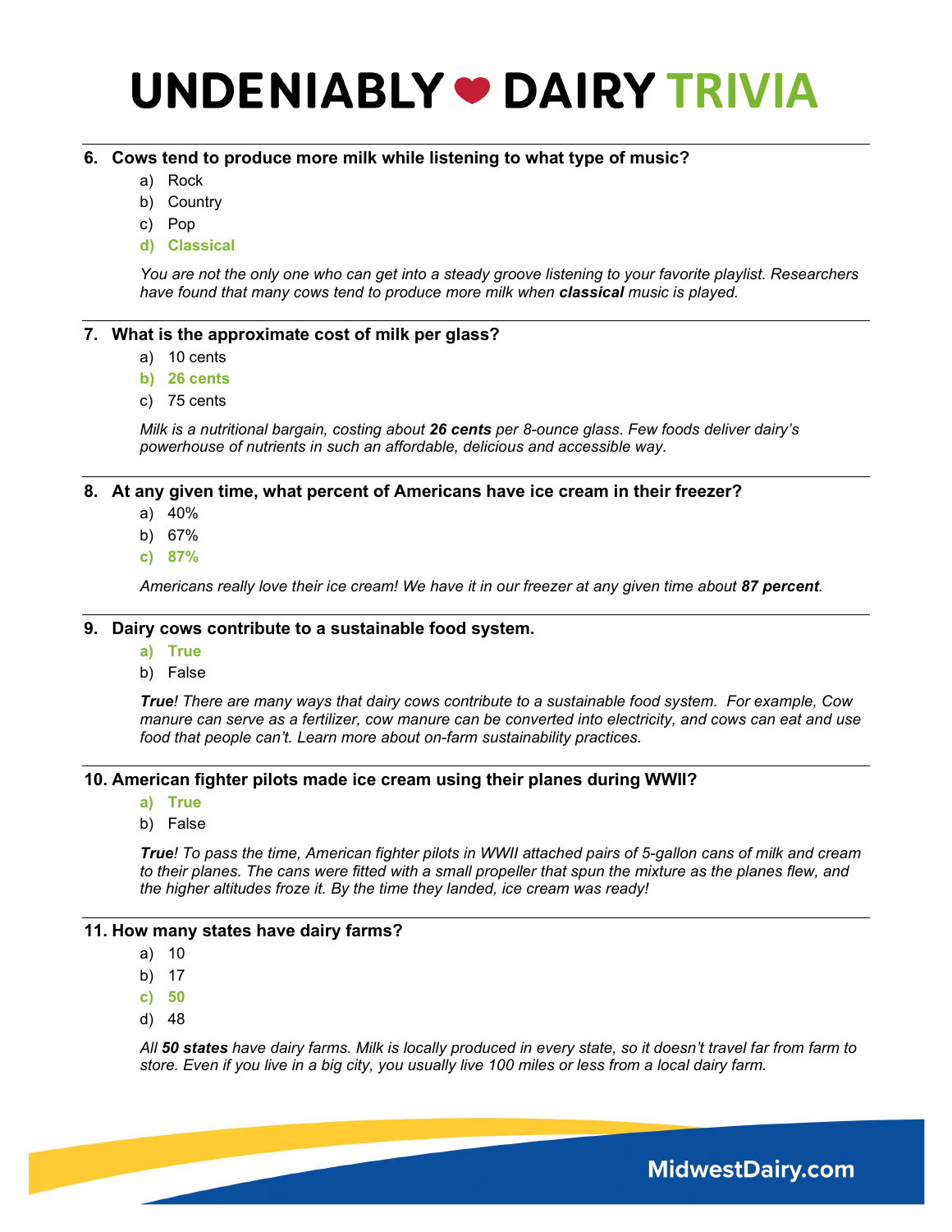# UNDENIABLY ❤ DAIRY TRIVIA

**6. Cows tend to produce more milk while listening to what type of music?**

a) Rock
b) Country
c) Pop
**d) Classical**

*You are not the only one who can get into a steady groove listening to your favorite playlist. Researchers have found that many cows tend to produce more milk when* ***classical*** *music is played.*

**7. What is the approximate cost of milk per glass?**

a) 10 cents
**b) 26 cents**
c) 75 cents

*Milk is a nutritional bargain, costing about* ***26 cents*** *per 8-ounce glass. Few foods deliver dairy's powerhouse of nutrients in such an affordable, delicious and accessible way.*

**8. At any given time, what percent of Americans have ice cream in their freezer?**

a) 40%
b) 67%
**c) 87%**

*Americans really love their ice cream! We have it in our freezer at any given time about* ***87 percent****.*

**9. Dairy cows contribute to a sustainable food system.**

**a) True**
b) False

***True****! There are many ways that dairy cows contribute to a sustainable food system. For example, Cow manure can serve as a fertilizer, cow manure can be converted into electricity, and cows can eat and use food that people can't. Learn more about on-farm sustainability practices.*

**10. American fighter pilots made ice cream using their planes during WWII?**

**a) True**
b) False

***True****! To pass the time, American fighter pilots in WWII attached pairs of 5-gallon cans of milk and cream to their planes. The cans were fitted with a small propeller that spun the mixture as the planes flew, and the higher altitudes froze it. By the time they landed, ice cream was ready!*

**11. How many states have dairy farms?**

a) 10
b) 17
**c) 50**
d) 48

*All* ***50 states*** *have dairy farms. Milk is locally produced in every state, so it doesn't travel far from farm to store. Even if you live in a big city, you usually live 100 miles or less from a local dairy farm.*

MidwestDairy.com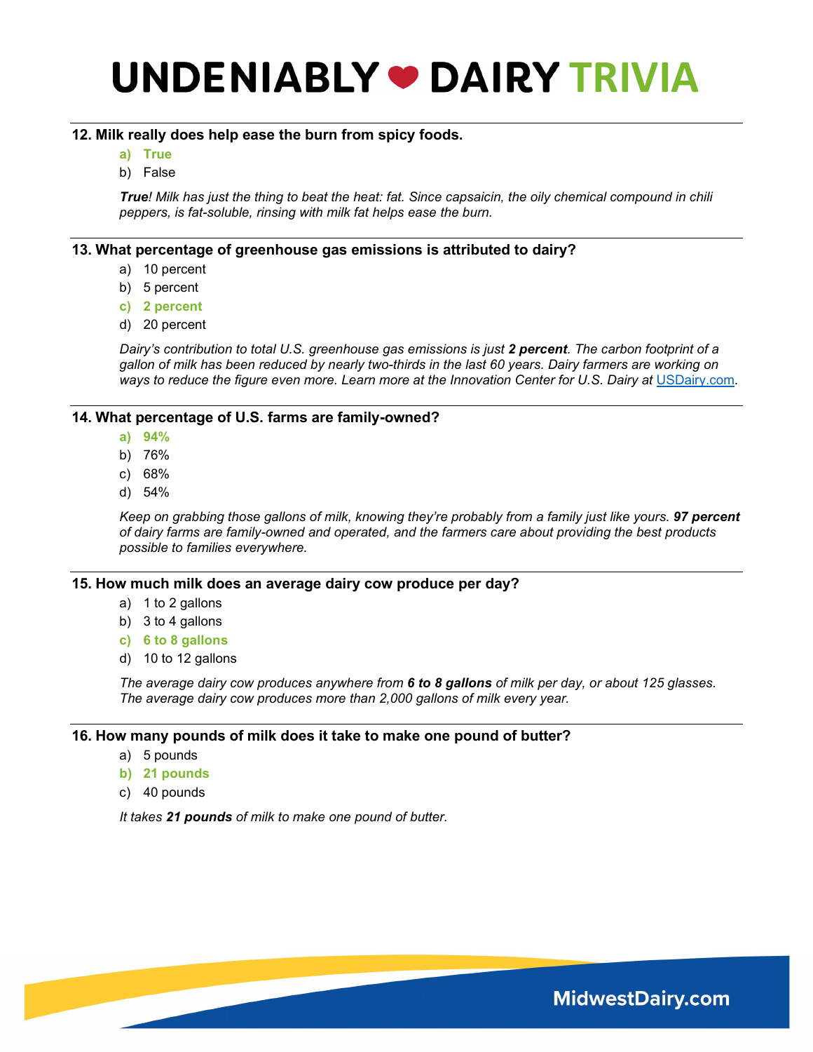# UNDENIABLY ❤ DAIRY TRIVIA

**12. Milk really does help ease the burn from spicy foods.**

a) **True**
b) False

*__True__! Milk has just the thing to beat the heat: fat. Since capsaicin, the oily chemical compound in chili peppers, is fat-soluble, rinsing with milk fat helps ease the burn.*

**13. What percentage of greenhouse gas emissions is attributed to dairy?**

a) 10 percent
b) 5 percent
c) **2 percent**
d) 20 percent

*Dairy's contribution to total U.S. greenhouse gas emissions is just __2 percent__. The carbon footprint of a gallon of milk has been reduced by nearly two-thirds in the last 60 years. Dairy farmers are working on ways to reduce the figure even more. Learn more at the Innovation Center for U.S. Dairy at [USDairy.com](USDairy.com).*

**14. What percentage of U.S. farms are family-owned?**

a) **94%**
b) 76%
c) 68%
d) 54%

*Keep on grabbing those gallons of milk, knowing they're probably from a family just like yours. __97 percent__ of dairy farms are family-owned and operated, and the farmers care about providing the best products possible to families everywhere.*

**15. How much milk does an average dairy cow produce per day?**

a) 1 to 2 gallons
b) 3 to 4 gallons
c) **6 to 8 gallons**
d) 10 to 12 gallons

*The average dairy cow produces anywhere from __6 to 8 gallons__ of milk per day, or about 125 glasses. The average dairy cow produces more than 2,000 gallons of milk every year.*

**16. How many pounds of milk does it take to make one pound of butter?**

a) 5 pounds
b) **21 pounds**
c) 40 pounds

*It takes __21 pounds__ of milk to make one pound of butter.*

MidwestDairy.com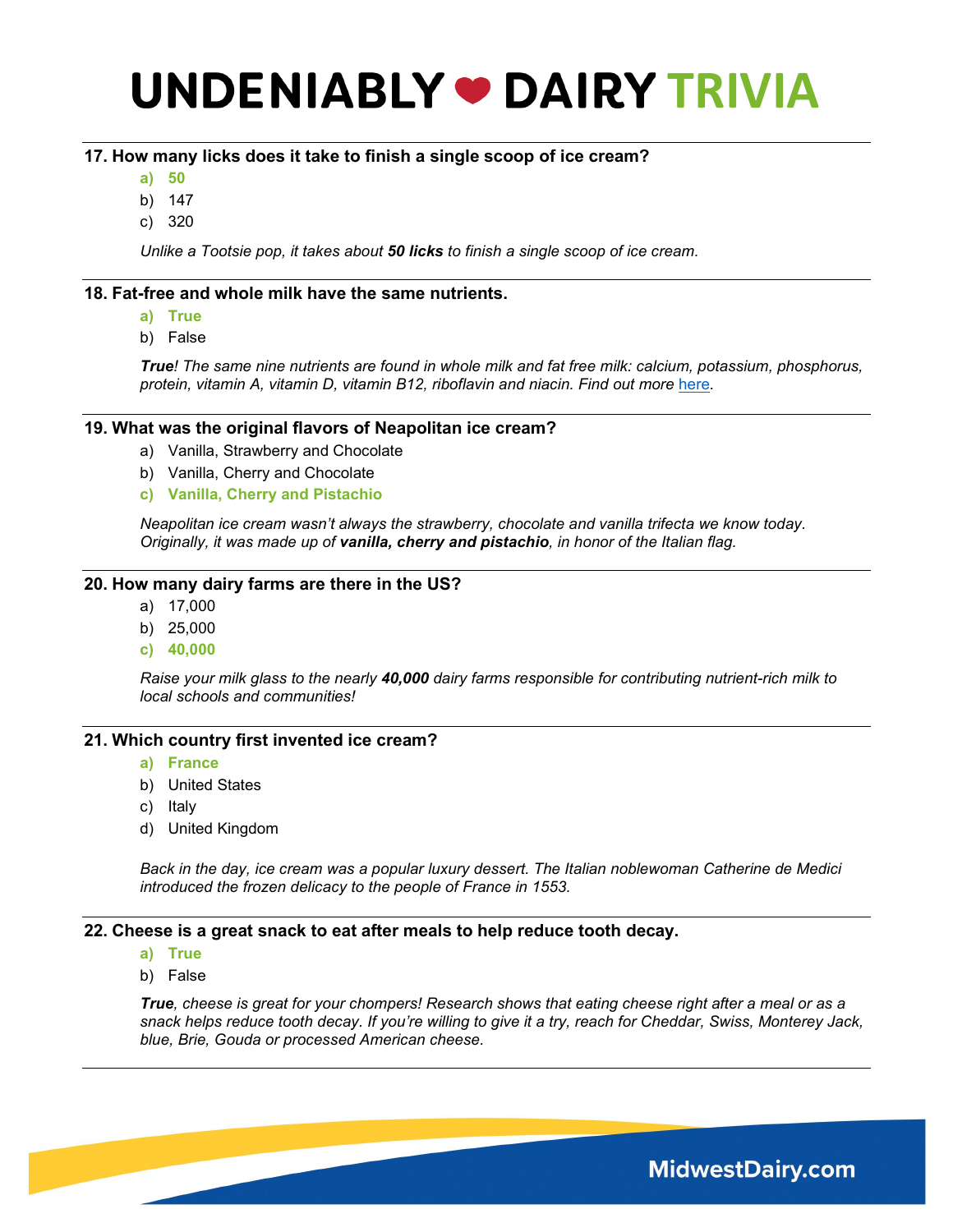# UNDENIABLY ❤ DAIRY TRIVIA

**17. How many licks does it take to finish a single scoop of ice cream?**

a) **50**
b) 147
c) 320

*Unlike a Tootsie pop, it takes about **50 licks** to finish a single scoop of ice cream.*

**18. Fat-free and whole milk have the same nutrients.**

a) **True**
b) False

***True**! The same nine nutrients are found in whole milk and fat free milk: calcium, potassium, phosphorus, protein, vitamin A, vitamin D, vitamin B12, riboflavin and niacin. Find out more here.*

**19. What was the original flavors of Neapolitan ice cream?**

a) Vanilla, Strawberry and Chocolate
b) Vanilla, Cherry and Chocolate
c) **Vanilla, Cherry and Pistachio**

*Neapolitan ice cream wasn't always the strawberry, chocolate and vanilla trifecta we know today. Originally, it was made up of **vanilla, cherry and pistachio**, in honor of the Italian flag.*

**20. How many dairy farms are there in the US?**

a) 17,000
b) 25,000
c) **40,000**

*Raise your milk glass to the nearly **40,000** dairy farms responsible for contributing nutrient-rich milk to local schools and communities!*

**21. Which country first invented ice cream?**

a) **France**
b) United States
c) Italy
d) United Kingdom

*Back in the day, ice cream was a popular luxury dessert. The Italian noblewoman Catherine de Medici introduced the frozen delicacy to the people of France in 1553.*

**22. Cheese is a great snack to eat after meals to help reduce tooth decay.**

a) **True**
b) False

***True**, cheese is great for your chompers! Research shows that eating cheese right after a meal or as a snack helps reduce tooth decay. If you're willing to give it a try, reach for Cheddar, Swiss, Monterey Jack, blue, Brie, Gouda or processed American cheese.*

MidwestDairy.com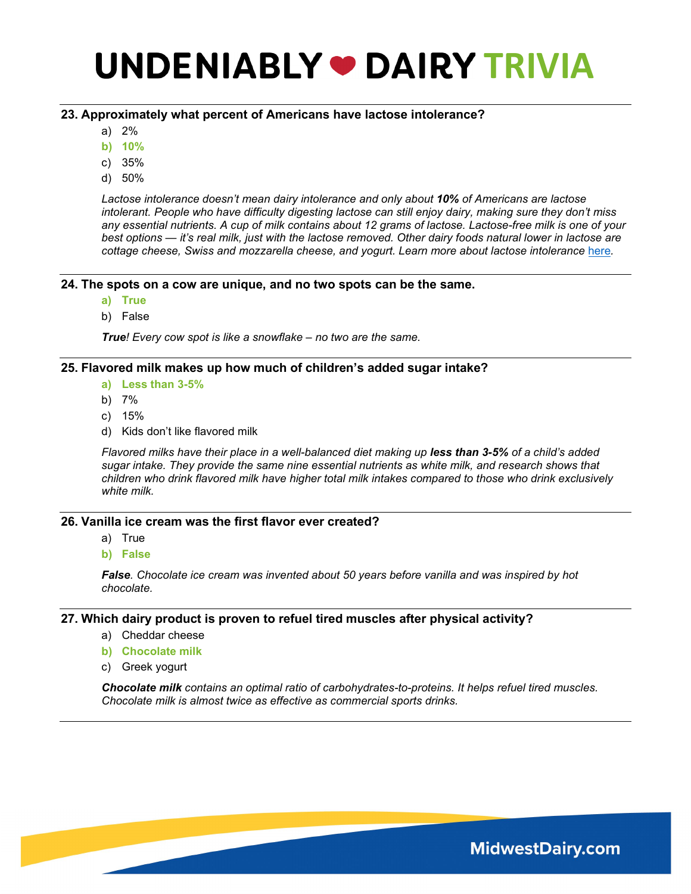# UNDENIABLY ❤ DAIRY TRIVIA

**23. Approximately what percent of Americans have lactose intolerance?**

a) 2%
**b) 10%**
c) 35%
d) 50%

*Lactose intolerance doesn't mean dairy intolerance and only about **10%** of Americans are lactose intolerant. People who have difficulty digesting lactose can still enjoy dairy, making sure they don't miss any essential nutrients. A cup of milk contains about 12 grams of lactose. Lactose-free milk is one of your best options — it's real milk, just with the lactose removed. Other dairy foods natural lower in lactose are cottage cheese, Swiss and mozzarella cheese, and yogurt. Learn more about lactose intolerance here.*

**24. The spots on a cow are unique, and no two spots can be the same.**

**a) True**
b) False

***True**! Every cow spot is like a snowflake – no two are the same.*

**25. Flavored milk makes up how much of children's added sugar intake?**

**a) Less than 3-5%**
b) 7%
c) 15%
d) Kids don't like flavored milk

*Flavored milks have their place in a well-balanced diet making up **less than 3-5%** of a child's added sugar intake. They provide the same nine essential nutrients as white milk, and research shows that children who drink flavored milk have higher total milk intakes compared to those who drink exclusively white milk.*

**26. Vanilla ice cream was the first flavor ever created?**

a) True
**b) False**

***False**. Chocolate ice cream was invented about 50 years before vanilla and was inspired by hot chocolate.*

**27. Which dairy product is proven to refuel tired muscles after physical activity?**

a) Cheddar cheese
**b) Chocolate milk**
c) Greek yogurt

***Chocolate milk** contains an optimal ratio of carbohydrates-to-proteins. It helps refuel tired muscles. Chocolate milk is almost twice as effective as commercial sports drinks.*

MidwestDairy.com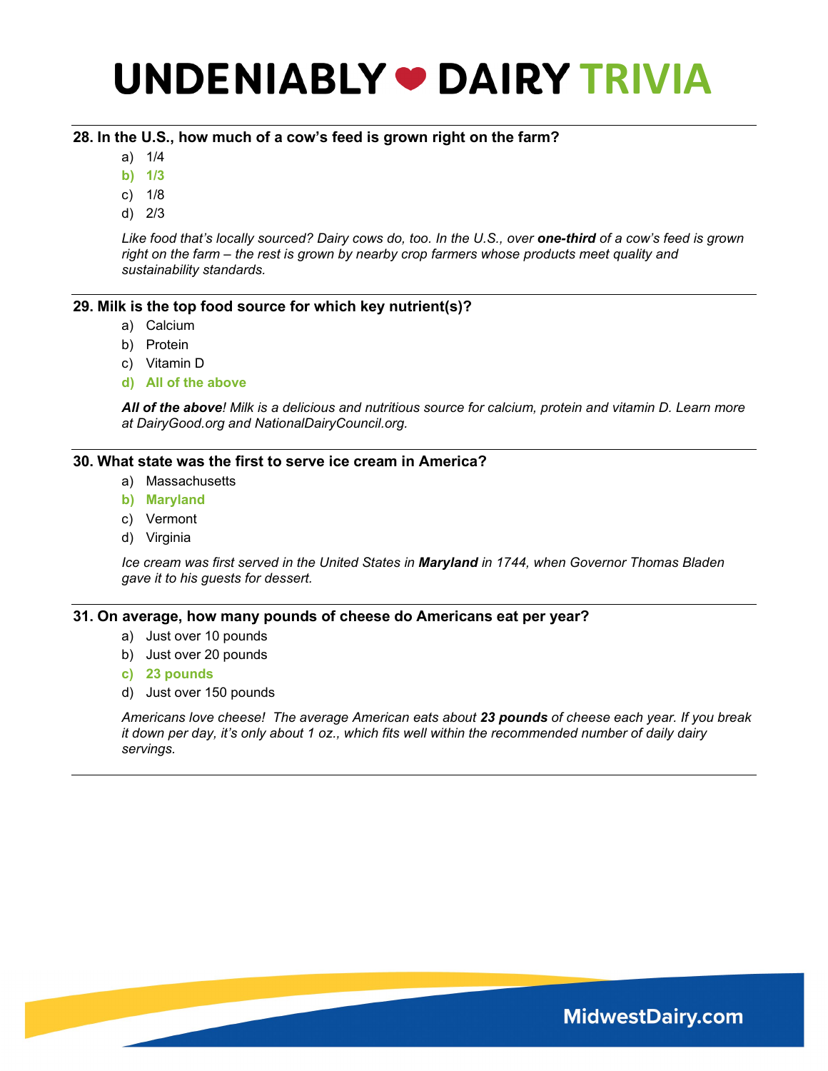# UNDENIABLY ❤ DAIRY TRIVIA

**28. In the U.S., how much of a cow's feed is grown right on the farm?**

a) 1/4
**b) 1/3**
c) 1/8
d) 2/3

*Like food that's locally sourced? Dairy cows do, too. In the U.S., over **one-third** of a cow's feed is grown right on the farm – the rest is grown by nearby crop farmers whose products meet quality and sustainability standards.*

**29. Milk is the top food source for which key nutrient(s)?**

a) Calcium
b) Protein
c) Vitamin D
**d) All of the above**

***All of the above**! Milk is a delicious and nutritious source for calcium, protein and vitamin D. Learn more at DairyGood.org and NationalDairyCouncil.org.*

**30. What state was the first to serve ice cream in America?**

a) Massachusetts
**b) Maryland**
c) Vermont
d) Virginia

*Ice cream was first served in the United States in **Maryland** in 1744, when Governor Thomas Bladen gave it to his guests for dessert.*

**31. On average, how many pounds of cheese do Americans eat per year?**

a) Just over 10 pounds
b) Just over 20 pounds
**c) 23 pounds**
d) Just over 150 pounds

*Americans love cheese! The average American eats about **23 pounds** of cheese each year. If you break it down per day, it's only about 1 oz., which fits well within the recommended number of daily dairy servings.*

MidwestDairy.com